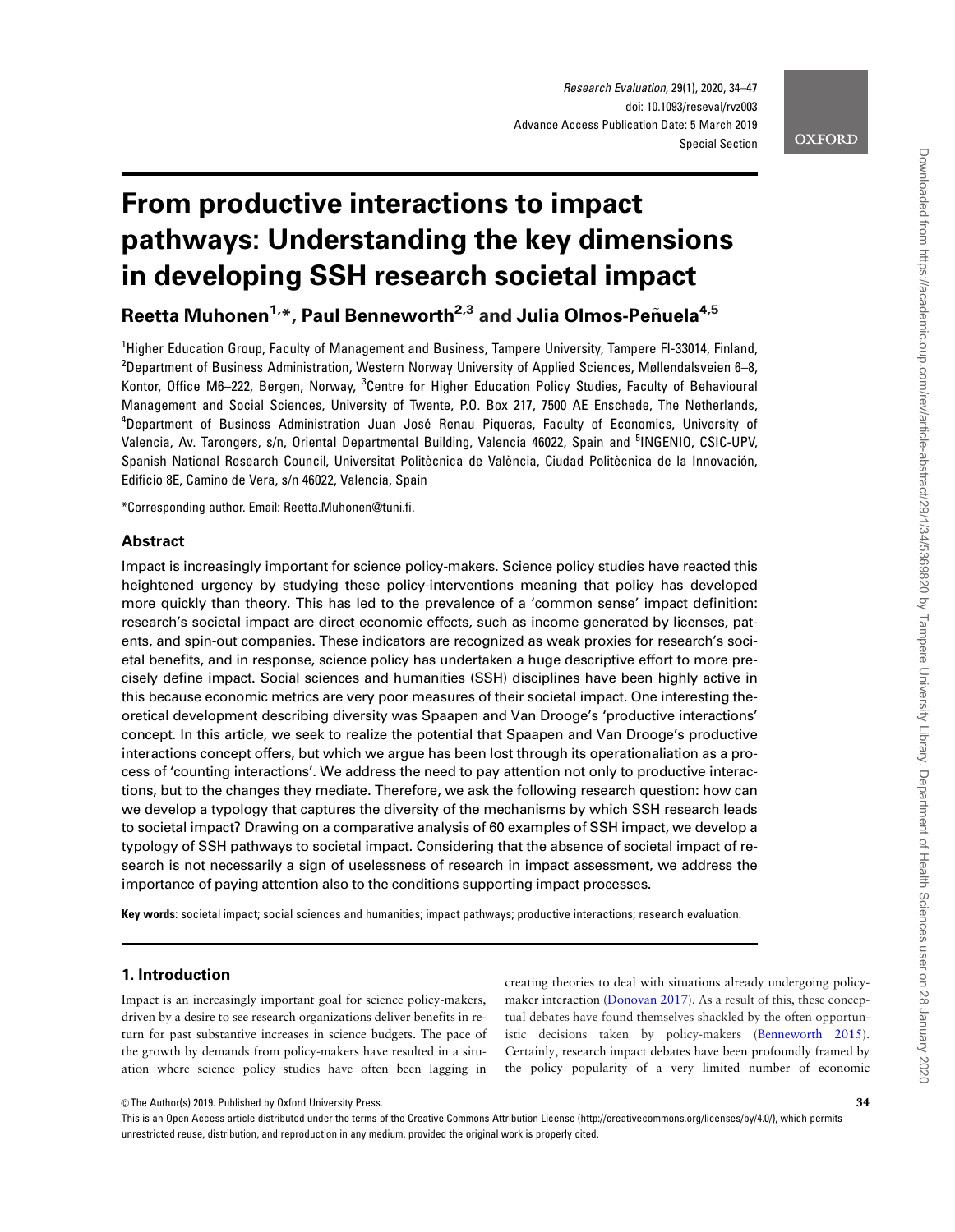# From productive interactions to impact pathways: Understanding the key dimensions in developing SSH research societal impact

**Reetta Muhonen[1,*], Paul Benneworth[2,3] and Julia Olmos-Peñuela[4,5]**

[1]Higher Education Group, Faculty of Management and Business, Tampere University, Tampere FI-33014, Finland, [2]Department of Business Administration, Western Norway University of Applied Sciences, Møllendalsveien 6–8, Kontor, Office M6–222, Bergen, Norway, [3]Centre for Higher Education Policy Studies, Faculty of Behavioural Management and Social Sciences, University of Twente, P.O. Box 217, 7500 AE Enschede, The Netherlands, [4]Department of Business Administration Juan José Renau Piqueras, Faculty of Economics, University of Valencia, Av. Tarongers, s/n, Oriental Departmental Building, Valencia 46022, Spain and [5]INGENIO, CSIC-UPV, Spanish National Research Council, Universitat Politècnica de València, Ciudad Politècnica de la Innovación, Edificio 8E, Camino de Vera, s/n 46022, Valencia, Spain

*Corresponding author. Email: Reetta.Muhonen@tuni.fi.

## Abstract

Impact is increasingly important for science policy-makers. Science policy studies have reacted this heightened urgency by studying these policy-interventions meaning that policy has developed more quickly than theory. This has led to the prevalence of a 'common sense' impact definition: research's societal impact are direct economic effects, such as income generated by licenses, patents, and spin-out companies. These indicators are recognized as weak proxies for research's societal benefits, and in response, science policy has undertaken a huge descriptive effort to more precisely define impact. Social sciences and humanities (SSH) disciplines have been highly active in this because economic metrics are very poor measures of their societal impact. One interesting theoretical development describing diversity was Spaapen and Van Drooge's 'productive interactions' concept. In this article, we seek to realize the potential that Spaapen and Van Drooge's productive interactions concept offers, but which we argue has been lost through its operationaliation as a process of 'counting interactions'. We address the need to pay attention not only to productive interactions, but to the changes they mediate. Therefore, we ask the following research question: how can we develop a typology that captures the diversity of the mechanisms by which SSH research leads to societal impact? Drawing on a comparative analysis of 60 examples of SSH impact, we develop a typology of SSH pathways to societal impact. Considering that the absence of societal impact of research is not necessarily a sign of uselessness of research in impact assessment, we address the importance of paying attention also to the conditions supporting impact processes.

**Key words**: societal impact; social sciences and humanities; impact pathways; productive interactions; research evaluation.

## 1. Introduction

Impact is an increasingly important goal for science policy-makers, driven by a desire to see research organizations deliver benefits in return for past substantive increases in science budgets. The pace of the growth by demands from policy-makers have resulted in a situation where science policy studies have often been lagging in creating theories to deal with situations already undergoing policy-maker interaction (Donovan 2017). As a result of this, these conceptual debates have found themselves shackled by the often opportunistic decisions taken by policy-makers (Benneworth 2015). Certainly, research impact debates have been profoundly framed by the policy popularity of a very limited number of economic

© The Author(s) 2019. Published by Oxford University Press.

This is an Open Access article distributed under the terms of the Creative Commons Attribution License (http://creativecommons.org/licenses/by/4.0/), which permits unrestricted reuse, distribution, and reproduction in any medium, provided the original work is properly cited.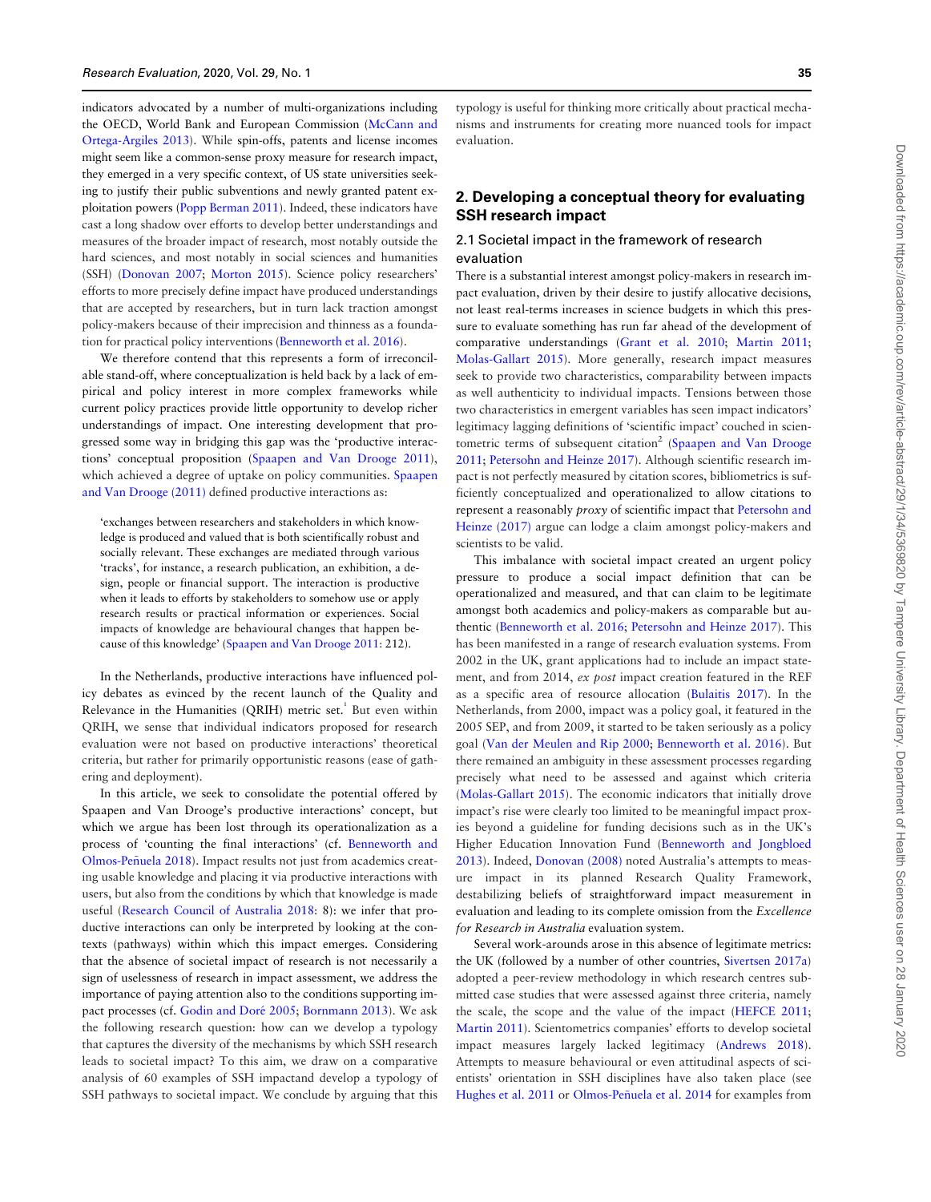indicators advocated by a number of multi-organizations including the OECD, World Bank and European Commission (McCann and Ortega-Argiles 2013). While spin-offs, patents and license incomes might seem like a common-sense proxy measure for research impact, they emerged in a very specific context, of US state universities seeking to justify their public subventions and newly granted patent exploitation powers (Popp Berman 2011). Indeed, these indicators have cast a long shadow over efforts to develop better understandings and measures of the broader impact of research, most notably outside the hard sciences, and most notably in social sciences and humanities (SSH) (Donovan 2007; Morton 2015). Science policy researchers' efforts to more precisely define impact have produced understandings that are accepted by researchers, but in turn lack traction amongst policy-makers because of their imprecision and thinness as a foundation for practical policy interventions (Benneworth et al. 2016).

We therefore contend that this represents a form of irreconcilable stand-off, where conceptualization is held back by a lack of empirical and policy interest in more complex frameworks while current policy practices provide little opportunity to develop richer understandings of impact. One interesting development that progressed some way in bridging this gap was the 'productive interactions' conceptual proposition (Spaapen and Van Drooge 2011), which achieved a degree of uptake on policy communities. Spaapen and Van Drooge (2011) defined productive interactions as:

> 'exchanges between researchers and stakeholders in which knowledge is produced and valued that is both scientifically robust and socially relevant. These exchanges are mediated through various 'tracks', for instance, a research publication, an exhibition, a design, people or financial support. The interaction is productive when it leads to efforts by stakeholders to somehow use or apply research results or practical information or experiences. Social impacts of knowledge are behavioural changes that happen because of this knowledge' (Spaapen and Van Drooge 2011: 212).

In the Netherlands, productive interactions have influenced policy debates as evinced by the recent launch of the Quality and Relevance in the Humanities (QRIH) metric set.[1] But even within QRIH, we sense that individual indicators proposed for research evaluation were not based on productive interactions' theoretical criteria, but rather for primarily opportunistic reasons (ease of gathering and deployment).

In this article, we seek to consolidate the potential offered by Spaapen and Van Drooge's productive interactions' concept, but which we argue has been lost through its operationalization as a process of 'counting the final interactions' (cf. Benneworth and Olmos-Peñuela 2018). Impact results not just from academics creating usable knowledge and placing it via productive interactions with users, but also from the conditions by which that knowledge is made useful (Research Council of Australia 2018: 8): we infer that productive interactions can only be interpreted by looking at the contexts (pathways) within which this impact emerges. Considering that the absence of societal impact of research is not necessarily a sign of uselessness of research in impact assessment, we address the importance of paying attention also to the conditions supporting impact processes (cf. Godin and Doré 2005; Bornmann 2013). We ask the following research question: how can we develop a typology that captures the diversity of the mechanisms by which SSH research leads to societal impact? To this aim, we draw on a comparative analysis of 60 examples of SSH impactand develop a typology of SSH pathways to societal impact. We conclude by arguing that this typology is useful for thinking more critically about practical mechanisms and instruments for creating more nuanced tools for impact evaluation.

## 2. Developing a conceptual theory for evaluating SSH research impact

### 2.1 Societal impact in the framework of research evaluation

There is a substantial interest amongst policy-makers in research impact evaluation, driven by their desire to justify allocative decisions, not least real-terms increases in science budgets in which this pressure to evaluate something has run far ahead of the development of comparative understandings (Grant et al. 2010; Martin 2011; Molas-Gallart 2015). More generally, research impact measures seek to provide two characteristics, comparability between impacts as well authenticity to individual impacts. Tensions between those two characteristics in emergent variables has seen impact indicators' legitimacy lagging definitions of 'scientific impact' couched in scientometric terms of subsequent citation[2] (Spaapen and Van Drooge 2011; Petersohn and Heinze 2017). Although scientific research impact is not perfectly measured by citation scores, bibliometrics is sufficiently conceptualized and operationalized to allow citations to represent a reasonably *proxy* of scientific impact that Petersohn and Heinze (2017) argue can lodge a claim amongst policy-makers and scientists to be valid.

This imbalance with societal impact created an urgent policy pressure to produce a social impact definition that can be operationalized and measured, and that can claim to be legitimate amongst both academics and policy-makers as comparable but authentic (Benneworth et al. 2016; Petersohn and Heinze 2017). This has been manifested in a range of research evaluation systems. From 2002 in the UK, grant applications had to include an impact statement, and from 2014, *ex post* impact creation featured in the REF as a specific area of resource allocation (Bulaitis 2017). In the Netherlands, from 2000, impact was a policy goal, it featured in the 2005 SEP, and from 2009, it started to be taken seriously as a policy goal (Van der Meulen and Rip 2000; Benneworth et al. 2016). But there remained an ambiguity in these assessment processes regarding precisely what need to be assessed and against which criteria (Molas-Gallart 2015). The economic indicators that initially drove impact's rise were clearly too limited to be meaningful impact proxies beyond a guideline for funding decisions such as in the UK's Higher Education Innovation Fund (Benneworth and Jongbloed 2013). Indeed, Donovan (2008) noted Australia's attempts to measure impact in its planned Research Quality Framework, destabilizing beliefs of straightforward impact measurement in evaluation and leading to its complete omission from the *Excellence for Research in Australia* evaluation system.

Several work-arounds arose in this absence of legitimate metrics: the UK (followed by a number of other countries, Sivertsen 2017a) adopted a peer-review methodology in which research centres submitted case studies that were assessed against three criteria, namely the scale, the scope and the value of the impact (HEFCE 2011; Martin 2011). Scientometrics companies' efforts to develop societal impact measures largely lacked legitimacy (Andrews 2018). Attempts to measure behavioural or even attitudinal aspects of scientists' orientation in SSH disciplines have also taken place (see Hughes et al. 2011 or Olmos-Peñuela et al. 2014 for examples from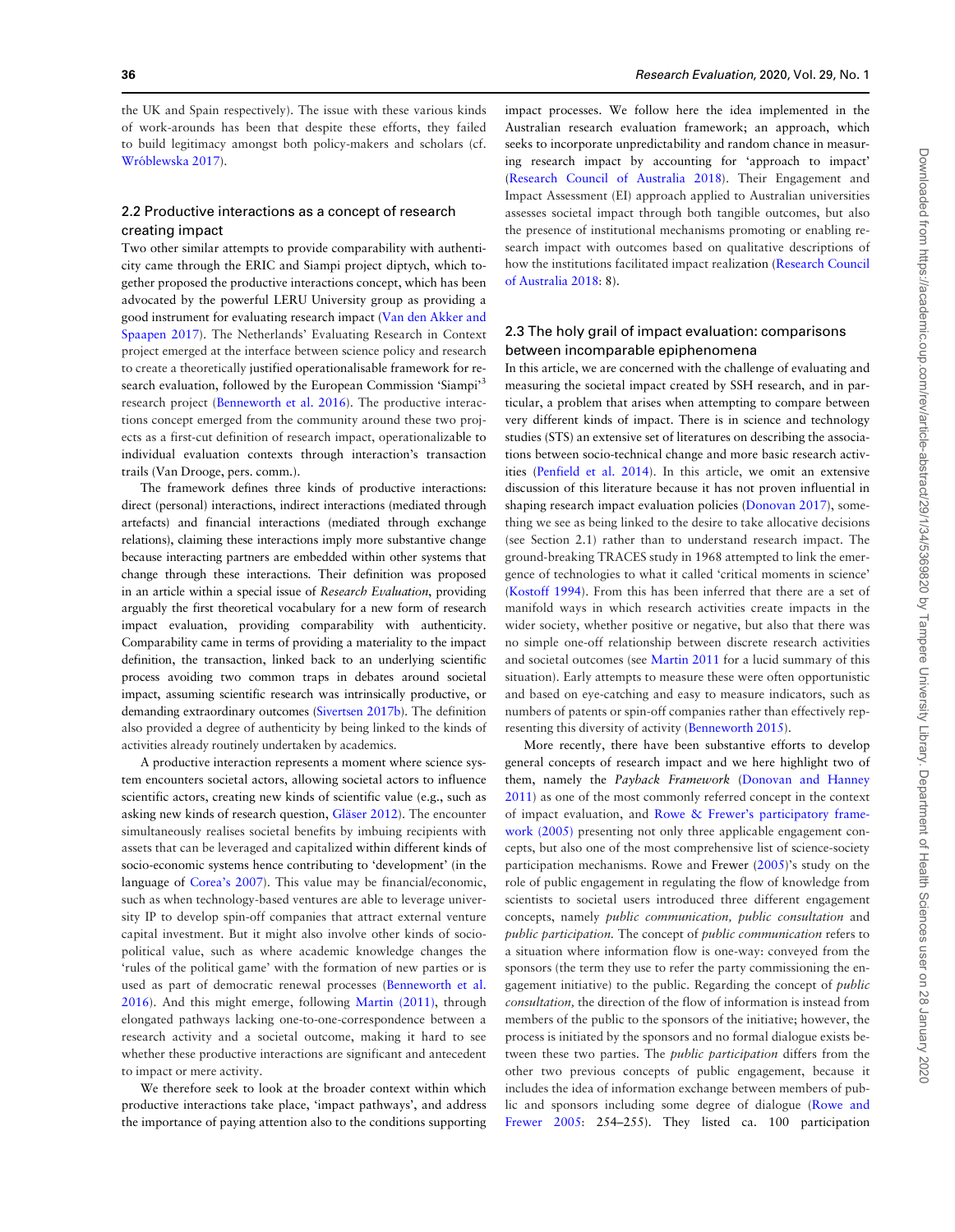the UK and Spain respectively). The issue with these various kinds of work-arounds has been that despite these efforts, they failed to build legitimacy amongst both policy-makers and scholars (cf. Wróblewska 2017).

## 2.2 Productive interactions as a concept of research creating impact

Two other similar attempts to provide comparability with authenticity came through the ERIC and Siampi project diptych, which together proposed the productive interactions concept, which has been advocated by the powerful LERU University group as providing a good instrument for evaluating research impact (Van den Akker and Spaapen 2017). The Netherlands' Evaluating Research in Context project emerged at the interface between science policy and research to create a theoretically justified operationalisable framework for research evaluation, followed by the European Commission 'Siampi'[3] research project (Benneworth et al. 2016). The productive interactions concept emerged from the community around these two projects as a first-cut definition of research impact, operationalizable to individual evaluation contexts through interaction's transaction trails (Van Drooge, pers. comm.).

The framework defines three kinds of productive interactions: direct (personal) interactions, indirect interactions (mediated through artefacts) and financial interactions (mediated through exchange relations), claiming these interactions imply more substantive change because interacting partners are embedded within other systems that change through these interactions. Their definition was proposed in an article within a special issue of *Research Evaluation*, providing arguably the first theoretical vocabulary for a new form of research impact evaluation, providing comparability with authenticity. Comparability came in terms of providing a materiality to the impact definition, the transaction, linked back to an underlying scientific process avoiding two common traps in debates around societal impact, assuming scientific research was intrinsically productive, or demanding extraordinary outcomes (Sivertsen 2017b). The definition also provided a degree of authenticity by being linked to the kinds of activities already routinely undertaken by academics.

A productive interaction represents a moment where science system encounters societal actors, allowing societal actors to influence scientific actors, creating new kinds of scientific value (e.g., such as asking new kinds of research question, Gläser 2012). The encounter simultaneously realises societal benefits by imbuing recipients with assets that can be leveraged and capitalized within different kinds of socio-economic systems hence contributing to 'development' (in the language of Corea's 2007). This value may be financial/economic, such as when technology-based ventures are able to leverage university IP to develop spin-off companies that attract external venture capital investment. But it might also involve other kinds of socio-political value, such as where academic knowledge changes the 'rules of the political game' with the formation of new parties or is used as part of democratic renewal processes (Benneworth et al. 2016). And this might emerge, following Martin (2011), through elongated pathways lacking one-to-one-correspondence between a research activity and a societal outcome, making it hard to see whether these productive interactions are significant and antecedent to impact or mere activity.

We therefore seek to look at the broader context within which productive interactions take place, 'impact pathways', and address the importance of paying attention also to the conditions supporting impact processes. We follow here the idea implemented in the Australian research evaluation framework; an approach, which seeks to incorporate unpredictability and random chance in measuring research impact by accounting for 'approach to impact' (Research Council of Australia 2018). Their Engagement and Impact Assessment (EI) approach applied to Australian universities assesses societal impact through both tangible outcomes, but also the presence of institutional mechanisms promoting or enabling research impact with outcomes based on qualitative descriptions of how the institutions facilitated impact realization (Research Council of Australia 2018: 8).

## 2.3 The holy grail of impact evaluation: comparisons between incomparable epiphenomena

In this article, we are concerned with the challenge of evaluating and measuring the societal impact created by SSH research, and in particular, a problem that arises when attempting to compare between very different kinds of impact. There is in science and technology studies (STS) an extensive set of literatures on describing the associations between socio-technical change and more basic research activities (Penfield et al. 2014). In this article, we omit an extensive discussion of this literature because it has not proven influential in shaping research impact evaluation policies (Donovan 2017), something we see as being linked to the desire to take allocative decisions (see Section 2.1) rather than to understand research impact. The ground-breaking TRACES study in 1968 attempted to link the emergence of technologies to what it called 'critical moments in science' (Kostoff 1994). From this has been inferred that there are a set of manifold ways in which research activities create impacts in the wider society, whether positive or negative, but also that there was no simple one-off relationship between discrete research activities and societal outcomes (see Martin 2011 for a lucid summary of this situation). Early attempts to measure these were often opportunistic and based on eye-catching and easy to measure indicators, such as numbers of patents or spin-off companies rather than effectively representing this diversity of activity (Benneworth 2015).

More recently, there have been substantive efforts to develop general concepts of research impact and we here highlight two of them, namely the *Payback Framework* (Donovan and Hanney 2011) as one of the most commonly referred concept in the context of impact evaluation, and Rowe & Frewer's participatory framework (2005) presenting not only three applicable engagement concepts, but also one of the most comprehensive list of science-society participation mechanisms. Rowe and Frewer (2005)'s study on the role of public engagement in regulating the flow of knowledge from scientists to societal users introduced three different engagement concepts, namely *public communication, public consultation* and *public participation*. The concept of *public communication* refers to a situation where information flow is one-way: conveyed from the sponsors (the term they use to refer the party commissioning the engagement initiative) to the public. Regarding the concept of *public consultation*, the direction of the flow of information is instead from members of the public to the sponsors of the initiative; however, the process is initiated by the sponsors and no formal dialogue exists between these two parties. The *public participation* differs from the other two previous concepts of public engagement, because it includes the idea of information exchange between members of public and sponsors including some degree of dialogue (Rowe and Frewer 2005: 254–255). They listed ca. 100 participation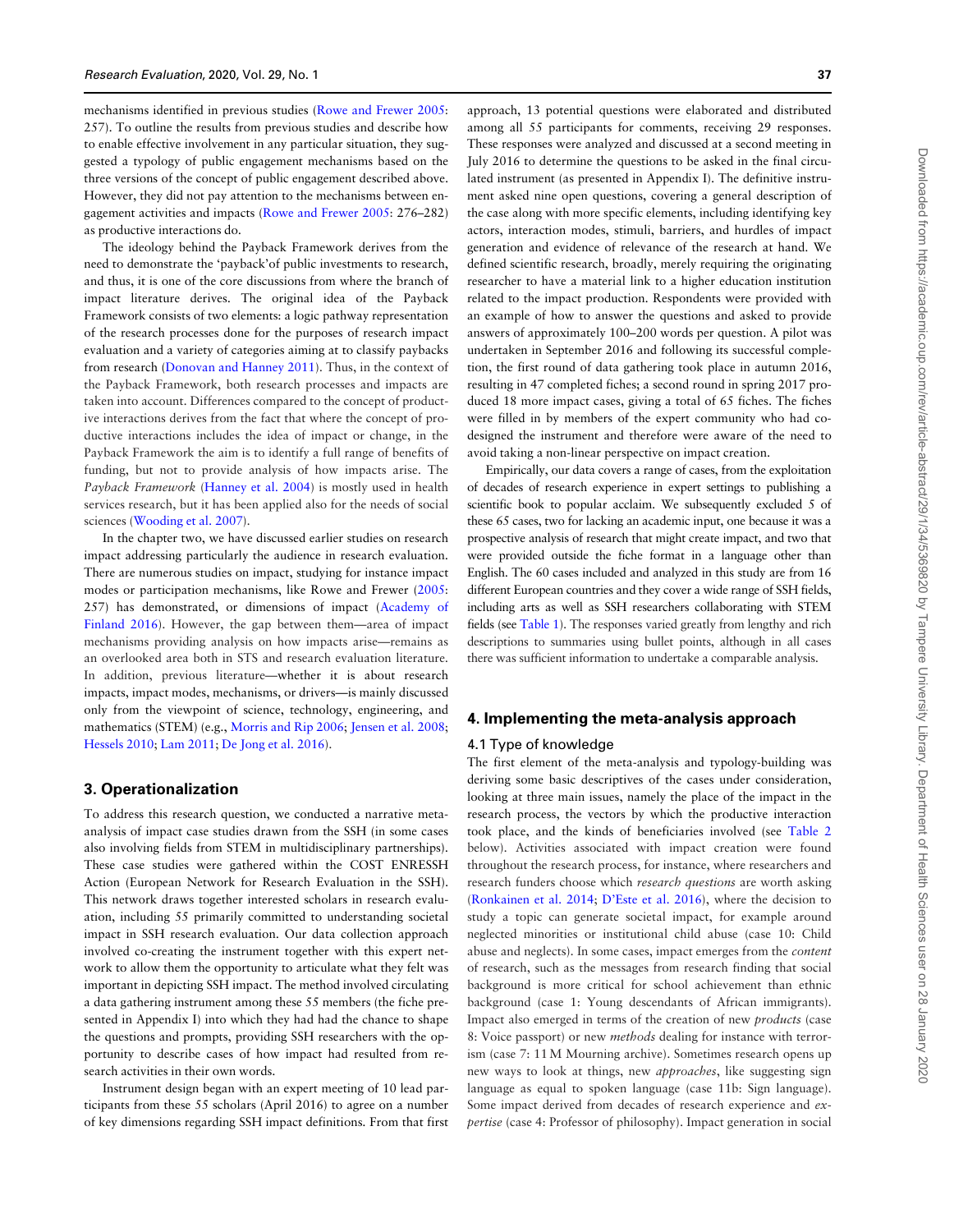mechanisms identified in previous studies (Rowe and Frewer 2005: 257). To outline the results from previous studies and describe how to enable effective involvement in any particular situation, they suggested a typology of public engagement mechanisms based on the three versions of the concept of public engagement described above. However, they did not pay attention to the mechanisms between engagement activities and impacts (Rowe and Frewer 2005: 276–282) as productive interactions do.

The ideology behind the Payback Framework derives from the need to demonstrate the 'payback'of public investments to research, and thus, it is one of the core discussions from where the branch of impact literature derives. The original idea of the Payback Framework consists of two elements: a logic pathway representation of the research processes done for the purposes of research impact evaluation and a variety of categories aiming at to classify paybacks from research (Donovan and Hanney 2011). Thus, in the context of the Payback Framework, both research processes and impacts are taken into account. Differences compared to the concept of productive interactions derives from the fact that where the concept of productive interactions includes the idea of impact or change, in the Payback Framework the aim is to identify a full range of benefits of funding, but not to provide analysis of how impacts arise. The *Payback Framework* (Hanney et al. 2004) is mostly used in health services research, but it has been applied also for the needs of social sciences (Wooding et al. 2007).

In the chapter two, we have discussed earlier studies on research impact addressing particularly the audience in research evaluation. There are numerous studies on impact, studying for instance impact modes or participation mechanisms, like Rowe and Frewer (2005: 257) has demonstrated, or dimensions of impact (Academy of Finland 2016). However, the gap between them—area of impact mechanisms providing analysis on how impacts arise—remains as an overlooked area both in STS and research evaluation literature. In addition, previous literature—whether it is about research impacts, impact modes, mechanisms, or drivers—is mainly discussed only from the viewpoint of science, technology, engineering, and mathematics (STEM) (e.g., Morris and Rip 2006; Jensen et al. 2008; Hessels 2010; Lam 2011; De Jong et al. 2016).

## 3. Operationalization

To address this research question, we conducted a narrative meta-analysis of impact case studies drawn from the SSH (in some cases also involving fields from STEM in multidisciplinary partnerships). These case studies were gathered within the COST ENRESSH Action (European Network for Research Evaluation in the SSH). This network draws together interested scholars in research evaluation, including 55 primarily committed to understanding societal impact in SSH research evaluation. Our data collection approach involved co-creating the instrument together with this expert network to allow them the opportunity to articulate what they felt was important in depicting SSH impact. The method involved circulating a data gathering instrument among these 55 members (the fiche presented in Appendix I) into which they had had the chance to shape the questions and prompts, providing SSH researchers with the opportunity to describe cases of how impact had resulted from research activities in their own words.

Instrument design began with an expert meeting of 10 lead participants from these 55 scholars (April 2016) to agree on a number of key dimensions regarding SSH impact definitions. From that first approach, 13 potential questions were elaborated and distributed among all 55 participants for comments, receiving 29 responses. These responses were analyzed and discussed at a second meeting in July 2016 to determine the questions to be asked in the final circulated instrument (as presented in Appendix I). The definitive instrument asked nine open questions, covering a general description of the case along with more specific elements, including identifying key actors, interaction modes, stimuli, barriers, and hurdles of impact generation and evidence of relevance of the research at hand. We defined scientific research, broadly, merely requiring the originating researcher to have a material link to a higher education institution related to the impact production. Respondents were provided with an example of how to answer the questions and asked to provide answers of approximately 100–200 words per question. A pilot was undertaken in September 2016 and following its successful completion, the first round of data gathering took place in autumn 2016, resulting in 47 completed fiches; a second round in spring 2017 produced 18 more impact cases, giving a total of 65 fiches. The fiches were filled in by members of the expert community who had co-designed the instrument and therefore were aware of the need to avoid taking a non-linear perspective on impact creation.

Empirically, our data covers a range of cases, from the exploitation of decades of research experience in expert settings to publishing a scientific book to popular acclaim. We subsequently excluded 5 of these 65 cases, two for lacking an academic input, one because it was a prospective analysis of research that might create impact, and two that were provided outside the fiche format in a language other than English. The 60 cases included and analyzed in this study are from 16 different European countries and they cover a wide range of SSH fields, including arts as well as SSH researchers collaborating with STEM fields (see Table 1). The responses varied greatly from lengthy and rich descriptions to summaries using bullet points, although in all cases there was sufficient information to undertake a comparable analysis.

## 4. Implementing the meta-analysis approach

### 4.1 Type of knowledge

The first element of the meta-analysis and typology-building was deriving some basic descriptives of the cases under consideration, looking at three main issues, namely the place of the impact in the research process, the vectors by which the productive interaction took place, and the kinds of beneficiaries involved (see Table 2 below). Activities associated with impact creation were found throughout the research process, for instance, where researchers and research funders choose which *research questions* are worth asking (Ronkainen et al. 2014; D'Este et al. 2016), where the decision to study a topic can generate societal impact, for example around neglected minorities or institutional child abuse (case 10: Child abuse and neglects). In some cases, impact emerges from the *content* of research, such as the messages from research finding that social background is more critical for school achievement than ethnic background (case 1: Young descendants of African immigrants). Impact also emerged in terms of the creation of new *products* (case 8: Voice passport) or new *methods* dealing for instance with terrorism (case 7: 11 M Mourning archive). Sometimes research opens up new ways to look at things, new *approaches*, like suggesting sign language as equal to spoken language (case 11b: Sign language). Some impact derived from decades of research experience and *expertise* (case 4: Professor of philosophy). Impact generation in social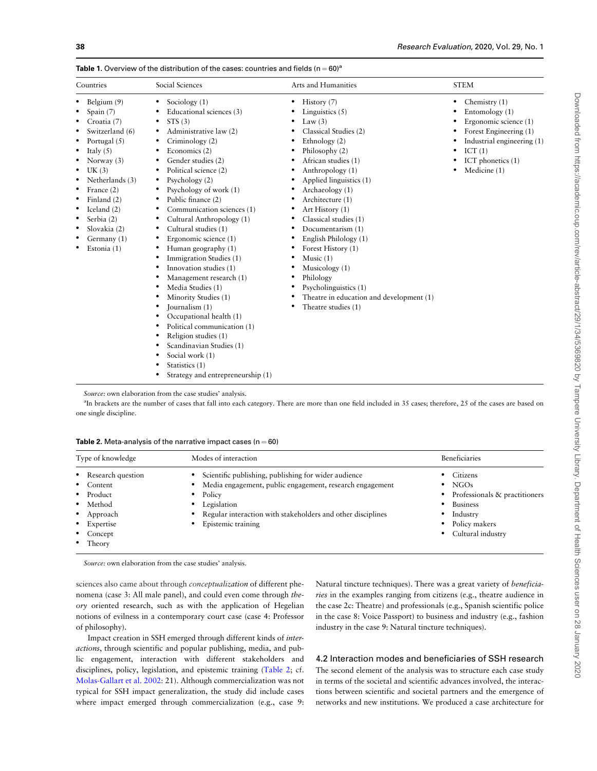**Table 1.** Overview of the distribution of the cases: countries and fields (n = 60)[a]

| Countries | Social Sciences | Arts and Humanities | STEM |
|---|---|---|---|
| • Belgium (9)<br>• Spain (7)<br>• Croatia (7)<br>• Switzerland (6)<br>• Portugal (5)<br>• Italy (5)<br>• Norway (3)<br>• UK (3)<br>• Netherlands (3)<br>• France (2)<br>• Finland (2)<br>• Iceland (2)<br>• Serbia (2)<br>• Slovakia (2)<br>• Germany (1)<br>• Estonia (1) | • Sociology (1)<br>• Educational sciences (3)<br>• STS (3)<br>• Administrative law (2)<br>• Criminology (2)<br>• Economics (2)<br>• Gender studies (2)<br>• Political science (2)<br>• Psychology (2)<br>• Psychology of work (1)<br>• Public finance (2)<br>• Communication sciences (1)<br>• Cultural Anthropology (1)<br>• Cultural studies (1)<br>• Ergonomic science (1)<br>• Human geography (1)<br>• Immigration Studies (1)<br>• Innovation studies (1)<br>• Management research (1)<br>• Media Studies (1)<br>• Minority Studies (1)<br>• Journalism (1)<br>• Occupational health (1)<br>• Political communication (1)<br>• Religion studies (1)<br>• Scandinavian Studies (1)<br>• Social work (1)<br>• Statistics (1)<br>• Strategy and entrepreneurship (1) | • History (7)<br>• Linguistics (5)<br>• Law (3)<br>• Classical Studies (2)<br>• Ethnology (2)<br>• Philosophy (2)<br>• African studies (1)<br>• Anthropology (1)<br>• Applied linguistics (1)<br>• Archaeology (1)<br>• Architecture (1)<br>• Art History (1)<br>• Classical studies (1)<br>• Documentarism (1)<br>• English Philology (1)<br>• Forest History (1)<br>• Music (1)<br>• Musicology (1)<br>• Philology<br>• Psycholinguistics (1)<br>• Theatre in education and development (1)<br>• Theatre studies (1) | • Chemistry (1)<br>• Entomology (1)<br>• Ergonomic science (1)<br>• Forest Engineering (1)<br>• Industrial engineering (1)<br>• ICT (1)<br>• ICT phonetics (1)<br>• Medicine (1) |

*Source:* own elaboration from the case studies' analysis.

[a]In brackets are the number of cases that fall into each category. There are more than one field included in 35 cases; therefore, 25 of the cases are based on one single discipline.

**Table 2.** Meta-analysis of the narrative impact cases (n = 60)

| Type of knowledge | Modes of interaction | Beneficiaries |
|---|---|---|
| • Research question<br>• Content<br>• Product<br>• Method<br>• Approach<br>• Expertise<br>• Concept<br>• Theory | • Scientific publishing, publishing for wider audience<br>• Media engagement, public engagement, research engagement<br>• Policy<br>• Legislation<br>• Regular interaction with stakeholders and other disciplines<br>• Epistemic training | • Citizens<br>• NGOs<br>• Professionals & practitioners<br>• Business<br>• Industry<br>• Policy makers<br>• Cultural industry |

*Source:* own elaboration from the case studies' analysis.

sciences also came about through *conceptualization* of different phenomena (case 3: All male panel), and could even come through *theory* oriented research, such as with the application of Hegelian notions of evilness in a contemporary court case (case 4: Professor of philosophy).

Impact creation in SSH emerged through different kinds of *interactions*, through scientific and popular publishing, media, and public engagement, interaction with different stakeholders and disciplines, policy, legislation, and epistemic training (Table 2; cf. Molas-Gallart et al. 2002: 21). Although commercialization was not typical for SSH impact generalization, the study did include cases where impact emerged through commercialization (e.g., case 9: Natural tincture techniques). There was a great variety of *beneficiaries* in the examples ranging from citizens (e.g., theatre audience in the case 2c: Theatre) and professionals (e.g., Spanish scientific police in the case 8: Voice Passport) to business and industry (e.g., fashion industry in the case 9: Natural tincture techniques).

### 4.2 Interaction modes and beneficiaries of SSH research

The second element of the analysis was to structure each case study in terms of the societal and scientific advances involved, the interactions between scientific and societal partners and the emergence of networks and new institutions. We produced a case architecture for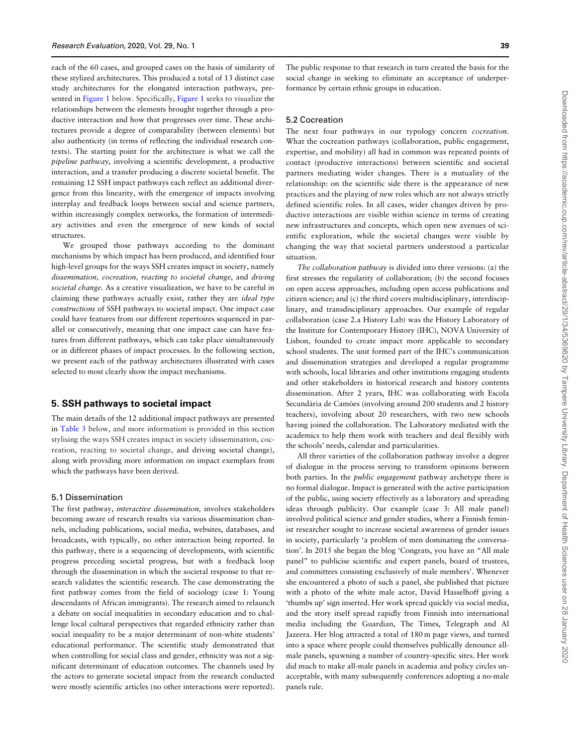each of the 60 cases, and grouped cases on the basis of similarity of these stylized architectures. This produced a total of 13 distinct case study architectures for the elongated interaction pathways, presented in Figure 1 below. Specifically, Figure 1 seeks to visualize the relationships between the elements brought together through a productive interaction and how that progresses over time. These architectures provide a degree of comparability (between elements) but also authenticity (in terms of reflecting the individual research contexts). The starting point for the architecture is what we call the *pipeline pathway*, involving a scientific development, a productive interaction, and a transfer producing a discrete societal benefit. The remaining 12 SSH impact pathways each reflect an additional divergence from this linearity, with the emergence of impacts involving interplay and feedback loops between social and science partners, within increasingly complex networks, the formation of intermediary activities and even the emergence of new kinds of social structures.

We grouped those pathways according to the dominant mechanisms by which impact has been produced, and identified four high-level groups for the ways SSH creates impact in society, namely *dissemination, cocreation, reacting to societal change*, and *driving societal change*. As a creative visualization, we have to be careful in claiming these pathways actually exist, rather they are *ideal type constructions* of SSH pathways to societal impact. One impact case could have features from our different repertoires sequenced in parallel or consecutively, meaning that one impact case can have features from different pathways, which can take place simultaneously or in different phases of impact processes. In the following section, we present each of the pathway architectures illustrated with cases selected to most clearly show the impact mechanisms.

## 5. SSH pathways to societal impact

The main details of the 12 additional impact pathways are presented in Table 3 below, and more information is provided in this section stylising the ways SSH creates impact in society (dissemination, cocreation, reacting to societal change, and driving societal change), along with providing more information on impact exemplars from which the pathways have been derived.

### 5.1 Dissemination

The first pathway, *interactive dissemination,* involves stakeholders becoming aware of research results via various dissemination channels, including publications, social media, websites, databases, and broadcasts, with typically, no other interaction being reported. In this pathway, there is a sequencing of developments, with scientific progress preceding societal progress, but with a feedback loop through the dissemination in which the societal response to that research validates the scientific research. The case demonstrating the first pathway comes from the field of sociology (case 1: Young descendants of African immigrants). The research aimed to relaunch a debate on social inequalities in secondary education and to challenge local cultural perspectives that regarded ethnicity rather than social inequality to be a major determinant of non-white students' educational performance. The scientific study demonstrated that when controlling for social class and gender, ethnicity was not a significant determinant of education outcomes. The channels used by the actors to generate societal impact from the research conducted were mostly scientific articles (no other interactions were reported). The public response to that research in turn created the basis for the social change in seeking to eliminate an acceptance of underperformance by certain ethnic groups in education.

### 5.2 Cocreation

The next four pathways in our typology concern *cocreation.* What the cocreation pathways (collaboration, public engagement, expertise, and mobility) all had in common was repeated points of contact (productive interactions) between scientific and societal partners mediating wider changes. There is a mutuality of the relationship: on the scientific side there is the appearance of new practices and the playing of new roles which are not always strictly defined scientific roles. In all cases, wider changes driven by productive interactions are visible within science in terms of creating new infrastructures and concepts, which open new avenues of scientific exploration, while the societal changes were visible by changing the way that societal partners understood a particular situation.

*The collaboration pathway* is divided into three versions: (a) the first stresses the regularity of collaboration; (b) the second focuses on open access approaches, including open access publications and citizen science; and (c) the third covers multidisciplinary, interdisciplinary, and transdisciplinary approaches. Our example of regular collaboration (case 2.a History Lab) was the History Laboratory of the Institute for Contemporary History (IHC), NOVA University of Lisbon, founded to create impact more applicable to secondary school students. The unit formed part of the IHC's communication and dissemination strategies and developed a regular programme with schools, local libraries and other institutions engaging students and other stakeholders in historical research and history contents dissemination. After 2 years, IHC was collaborating with Escola Secundária de Camões (involving around 200 students and 2 history teachers), involving about 20 researchers, with two new schools having joined the collaboration. The Laboratory mediated with the academics to help them work with teachers and deal flexibly with the schools' needs, calendar and particularities.

All three varieties of the collaboration pathway involve a degree of dialogue in the process serving to transform opinions between both parties. In the *public engagement* pathway archetype there is no formal dialogue. Impact is generated with the active participation of the public, using society effectively as a laboratory and spreading ideas through publicity. Our example (case 3: All male panel) involved political science and gender studies, where a Finnish feminist researcher sought to increase societal awareness of gender issues in society, particularly 'a problem of men dominating the conversation'. In 2015 she began the blog 'Congrats, you have an "All male panel" to publicise scientific and expert panels, board of trustees, and committees consisting exclusively of male members'. Whenever she encountered a photo of such a panel, she published that picture with a photo of the white male actor, David Hasselhoff giving a 'thumbs up' sign inserted. Her work spread quickly via social media, and the story itself spread rapidly from Finnish into international media including the Guardian, The Times, Telegraph and Al Jazeera. Her blog attracted a total of 180 m page views, and turned into a space where people could themselves publically denounce all-male panels, spawning a number of country-specific sites. Her work did much to make all-male panels in academia and policy circles unacceptable, with many subsequently conferences adopting a no-male panels rule.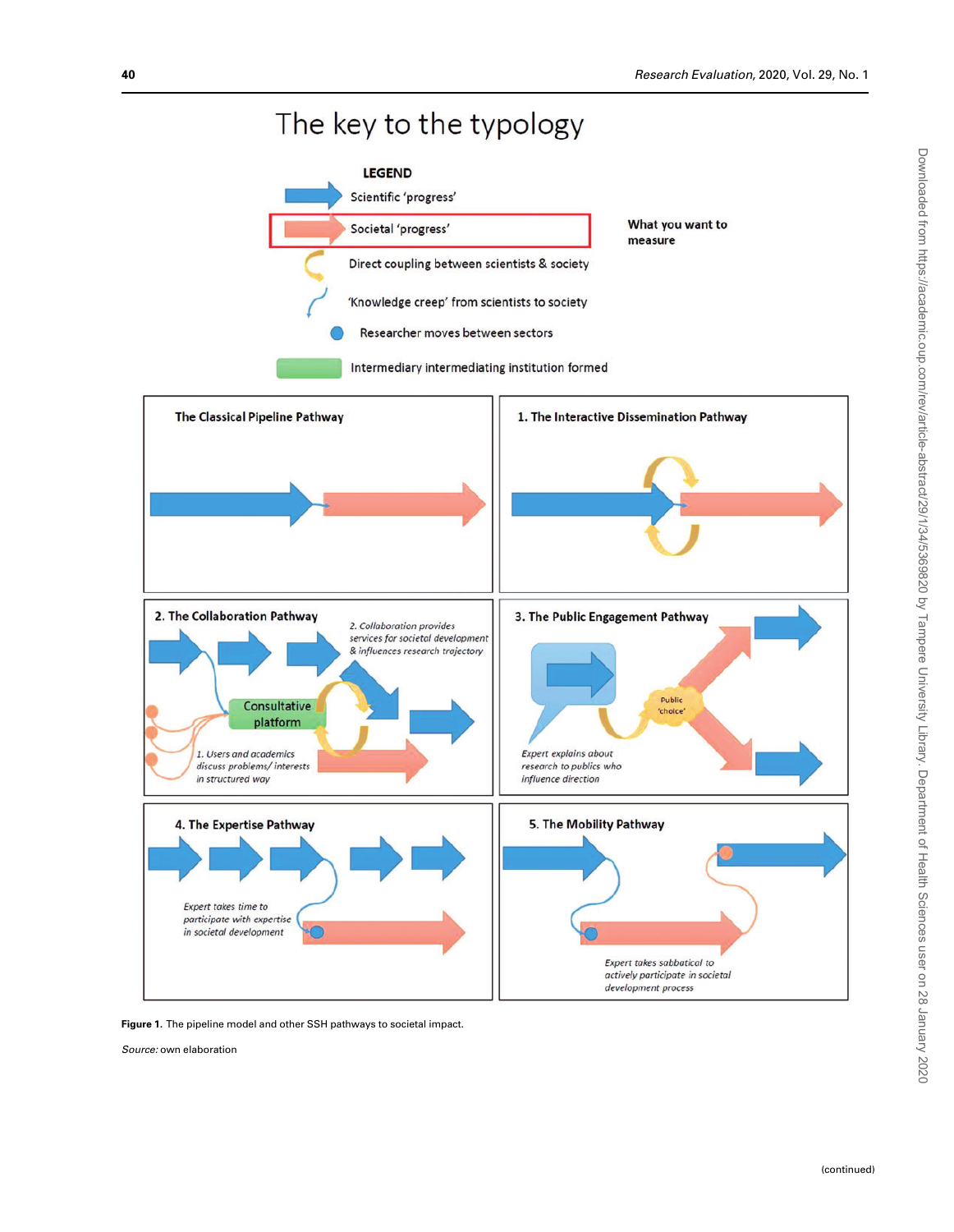The key to the typology

**LEGEND**

- Scientific 'progress'
- Societal 'progress' — What you want to measure
- Direct coupling between scientists & society
- 'Knowledge creep' from scientists to society
- Researcher moves between sectors
- Intermediary intermediating institution formed

**The Classical Pipeline Pathway**

**1. The Interactive Dissemination Pathway**

**2. The Collaboration Pathway**

*2. Collaboration provides services for societal development & influences research trajectory*

Consultative platform

*1. Users and academics discuss problems/ interests in structured way*

**3. The Public Engagement Pathway**

Public 'choice'

*Expert explains about research to publics who influence direction*

**4. The Expertise Pathway**

*Expert takes time to participate with expertise in societal development*

**5. The Mobility Pathway**

*Expert takes sabbatical to actively participate in societal development process*

**Figure 1.** The pipeline model and other SSH pathways to societal impact.

*Source:* own elaboration

(continued)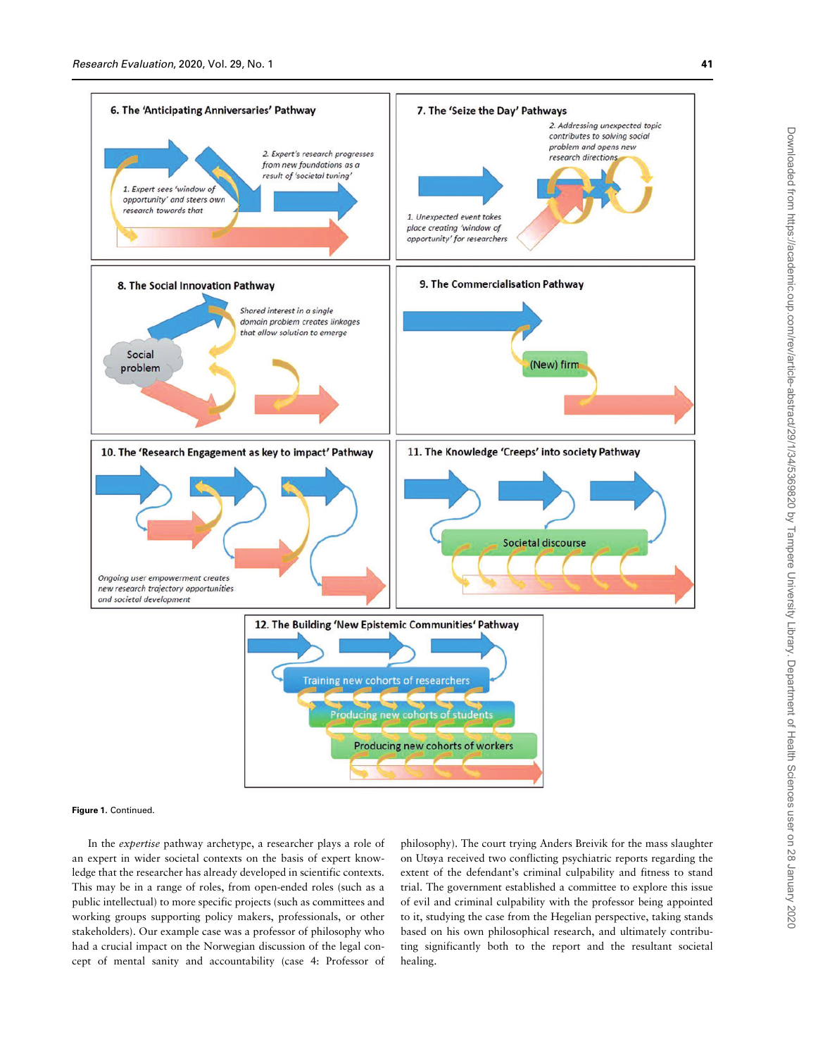**Figure 1.** Continued.

In the *expertise* pathway archetype, a researcher plays a role of an expert in wider societal contexts on the basis of expert knowledge that the researcher has already developed in scientific contexts. This may be in a range of roles, from open-ended roles (such as a public intellectual) to more specific projects (such as committees and working groups supporting policy makers, professionals, or other stakeholders). Our example case was a professor of philosophy who had a crucial impact on the Norwegian discussion of the legal concept of mental sanity and accountability (case 4: Professor of philosophy). The court trying Anders Breivik for the mass slaughter on Utøya received two conflicting psychiatric reports regarding the extent of the defendant's criminal culpability and fitness to stand trial. The government established a committee to explore this issue of evil and criminal culpability with the professor being appointed to it, studying the case from the Hegelian perspective, taking stands based on his own philosophical research, and ultimately contributing significantly both to the report and the resultant societal healing.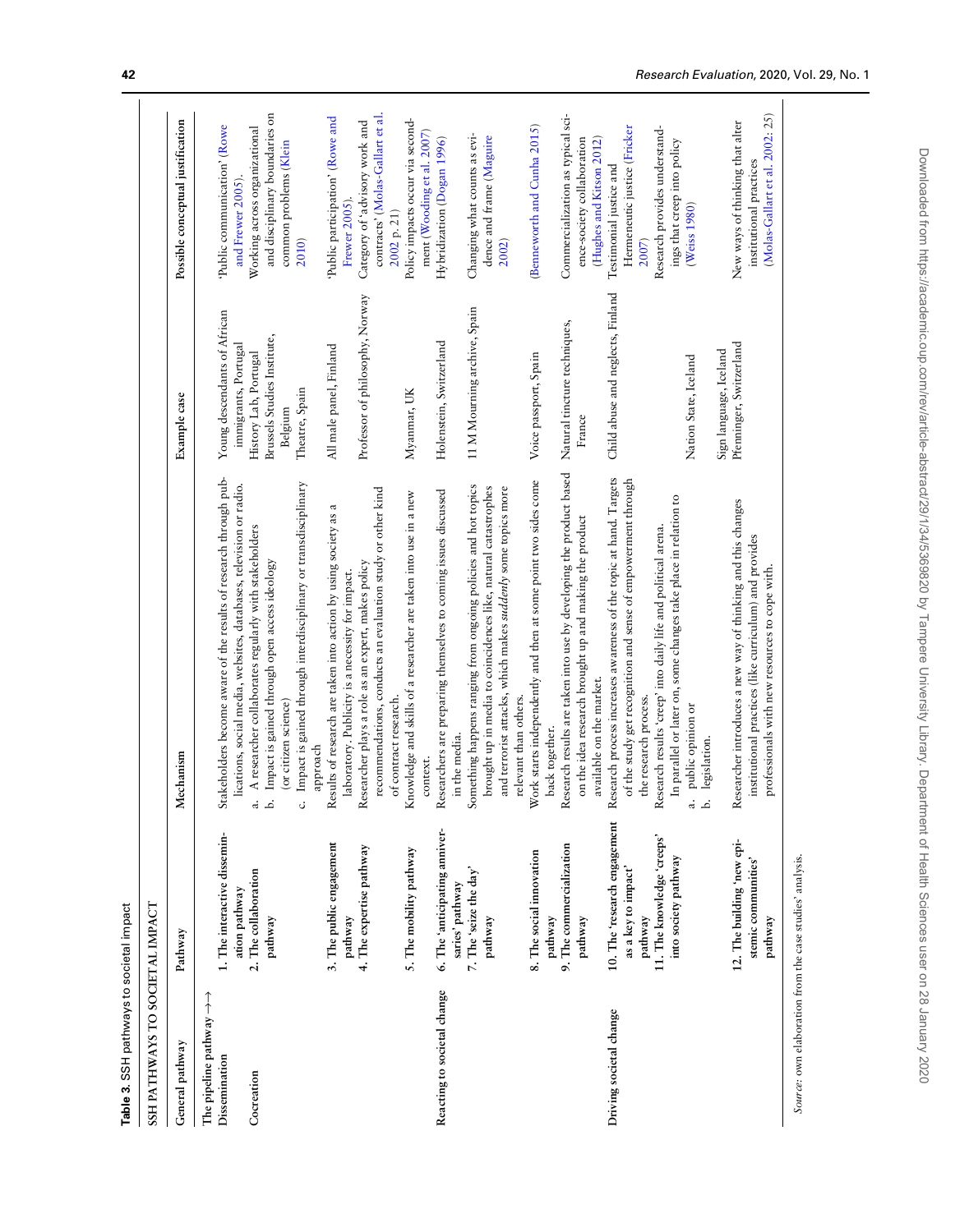**Table 3.** SSH pathways to societal impact

| SSH PATHWAYS TO SOCIETAL IMPACT | | | | |
|---|---|---|---|---|
| General pathway | Pathway | Mechanism | Example case | Possible conceptual justification |
| The pipeline pathway →→ | | | | |
| Dissemination | 1. The interactive dissemination pathway | Stakeholders become aware of the results of research through publications, social media, websites, databases, television or radio. | Young descendants of African immigrants, Portugal | 'Public communication' (Rowe and Frewer 2005). |
| Cocreation | 2. The collaboration pathway | a. A researcher collaborates regularly with stakeholders | History Lab, Portugal | Working across organizational and disciplinary boundaries on common problems (Klein 2010) |
| | | b. Impact is gained through open access ideology (or citizen science) | Brussels Studies Institute, Belgium | |
| | | c. Impact is gained through interdisciplinary or transdisciplinary approach | Theatre, Spain | |
| | 3. The public engagement pathway | Results of research are taken into action by using society as a laboratory. Publicity is a necessity for impact. | All male panel, Finland | 'Public participation' (Rowe and Frewer 2005). |
| | 4. The expertise pathway | Researcher plays a role as an expert, makes policy recommendations, conducts an evaluation study or other kind of contract research. | Professor of philosophy, Norway | Category of 'advisory work and contracts' (Molas-Gallart et al. 2002 p. 21) |
| | 5. The mobility pathway | Knowledge and skills of a researcher are taken into use in a new context. | Myanmar, UK | Policy impacts occur via secondment (Wooding et al. 2007) |
| Reacting to societal change | 6. The 'anticipating anniversaries' pathway | Researchers are preparing themselves to coming issues discussed in the media. | Holenstein, Switzerland | Hybridization (Dogan 1996) |
| | 7. The 'seize the day' pathway | Something happens ranging from ongoing policies and hot topics brought up in media to coincidences like, natural catastrophes and terrorist attacks, which makes *suddenly* some topics more relevant than others. | 11 M Mourning archive, Spain | Changing what counts as evidence and frame (Maguire 2002) |
| | 8. The social innovation pathway | Work starts independently and then at some point two sides come back together. | Voice passport, Spain | (Benneworth and Cunha 2015) |
| | 9. The commercialization pathway | Research results are taken into use by developing the product based on the idea research brought up and making the product available on the market. | Natural tincture techniques, France | Commercialization as typical science-society collaboration (Hughes and Kitson 2012) |
| Driving societal change | 10. The 'research engagement as a key to impact' pathway | Research process increases awareness of the topic at hand. Targets of the study get recognition and sense of empowerment through the research process. | Child abuse and neglects, Finland | Testimonial justice and Hermeneutic justice (Fricker 2007) |
| | 11. The knowledge 'creeps' into society pathway | Research results 'creep' into daily life and political arena. In parallel or later on, some changes take place in relation to a. public opinion or b. legislation. | Nation State, Iceland<br>Sign language, Iceland | Research provides understandings that creep into policy (Weiss 1980) |
| | 12. The building 'new epistemic communities' pathway | Researcher introduces a new way of thinking and this changes institutional practices (like curriculum) and provides professionals with new resources to cope with. | Pfenninger, Switzerland | New ways of thinking that alter institutional practices (Molas-Gallart et al. 2002: 25) |

*Source:* own elaboration from the case studies' analysis.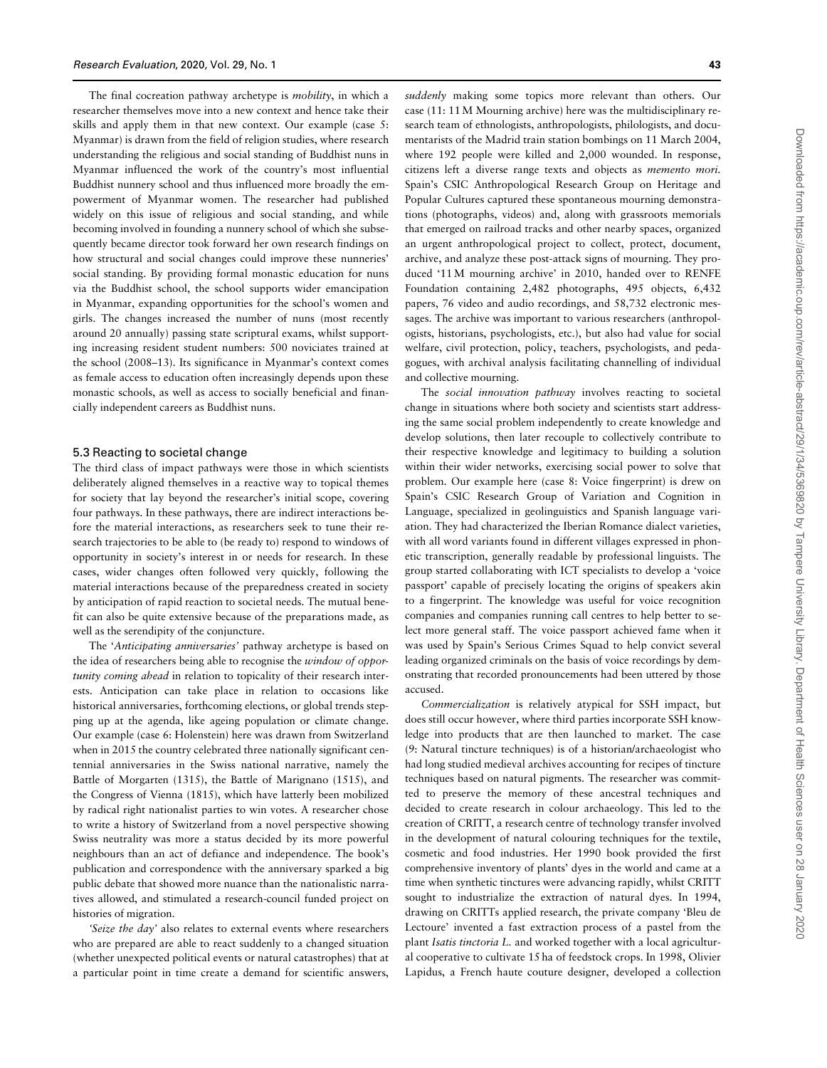The final cocreation pathway archetype is *mobility*, in which a researcher themselves move into a new context and hence take their skills and apply them in that new context. Our example (case 5: Myanmar) is drawn from the field of religion studies, where research understanding the religious and social standing of Buddhist nuns in Myanmar influenced the work of the country's most influential Buddhist nunnery school and thus influenced more broadly the empowerment of Myanmar women. The researcher had published widely on this issue of religious and social standing, and while becoming involved in founding a nunnery school of which she subsequently became director took forward her own research findings on how structural and social changes could improve these nunneries' social standing. By providing formal monastic education for nuns via the Buddhist school, the school supports wider emancipation in Myanmar, expanding opportunities for the school's women and girls. The changes increased the number of nuns (most recently around 20 annually) passing state scriptural exams, whilst supporting increasing resident student numbers: 500 noviciates trained at the school (2008–13). Its significance in Myanmar's context comes as female access to education often increasingly depends upon these monastic schools, as well as access to socially beneficial and financially independent careers as Buddhist nuns.

### 5.3 Reacting to societal change

The third class of impact pathways were those in which scientists deliberately aligned themselves in a reactive way to topical themes for society that lay beyond the researcher's initial scope, covering four pathways. In these pathways, there are indirect interactions before the material interactions, as researchers seek to tune their research trajectories to be able to (be ready to) respond to windows of opportunity in society's interest in or needs for research. In these cases, wider changes often followed very quickly, following the material interactions because of the preparedness created in society by anticipation of rapid reaction to societal needs. The mutual benefit can also be quite extensive because of the preparations made, as well as the serendipity of the conjuncture.

The '*Anticipating anniversaries*' pathway archetype is based on the idea of researchers being able to recognise the *window of opportunity coming ahead* in relation to topicality of their research interests. Anticipation can take place in relation to occasions like historical anniversaries, forthcoming elections, or global trends stepping up at the agenda, like ageing population or climate change. Our example (case 6: Holenstein) here was drawn from Switzerland when in 2015 the country celebrated three nationally significant centennial anniversaries in the Swiss national narrative, namely the Battle of Morgarten (1315), the Battle of Marignano (1515), and the Congress of Vienna (1815), which have latterly been mobilized by radical right nationalist parties to win votes. A researcher chose to write a history of Switzerland from a novel perspective showing Swiss neutrality was more a status decided by its more powerful neighbours than an act of defiance and independence. The book's publication and correspondence with the anniversary sparked a big public debate that showed more nuance than the nationalistic narratives allowed, and stimulated a research-council funded project on histories of migration.

*'Seize the day'* also relates to external events where researchers who are prepared are able to react suddenly to a changed situation (whether unexpected political events or natural catastrophes) that at a particular point in time create a demand for scientific answers, *suddenly* making some topics more relevant than others. Our case (11: 11 M Mourning archive) here was the multidisciplinary research team of ethnologists, anthropologists, philologists, and documentarists of the Madrid train station bombings on 11 March 2004, where 192 people were killed and 2,000 wounded. In response, citizens left a diverse range texts and objects as *memento mori*. Spain's CSIC Anthropological Research Group on Heritage and Popular Cultures captured these spontaneous mourning demonstrations (photographs, videos) and, along with grassroots memorials that emerged on railroad tracks and other nearby spaces, organized an urgent anthropological project to collect, protect, document, archive, and analyze these post-attack signs of mourning. They produced '11 M mourning archive' in 2010, handed over to RENFE Foundation containing 2,482 photographs, 495 objects, 6,432 papers, 76 video and audio recordings, and 58,732 electronic messages. The archive was important to various researchers (anthropologists, historians, psychologists, etc.), but also had value for social welfare, civil protection, policy, teachers, psychologists, and pedagogues, with archival analysis facilitating channelling of individual and collective mourning.

The *social innovation pathway* involves reacting to societal change in situations where both society and scientists start addressing the same social problem independently to create knowledge and develop solutions, then later recouple to collectively contribute to their respective knowledge and legitimacy to building a solution within their wider networks, exercising social power to solve that problem. Our example here (case 8: Voice fingerprint) is drew on Spain's CSIC Research Group of Variation and Cognition in Language, specialized in geolinguistics and Spanish language variation. They had characterized the Iberian Romance dialect varieties, with all word variants found in different villages expressed in phonetic transcription, generally readable by professional linguists. The group started collaborating with ICT specialists to develop a 'voice passport' capable of precisely locating the origins of speakers akin to a fingerprint. The knowledge was useful for voice recognition companies and companies running call centres to help better to select more general staff. The voice passport achieved fame when it was used by Spain's Serious Crimes Squad to help convict several leading organized criminals on the basis of voice recordings by demonstrating that recorded pronouncements had been uttered by those accused.

*Commercialization* is relatively atypical for SSH impact, but does still occur however, where third parties incorporate SSH knowledge into products that are then launched to market. The case (9: Natural tincture techniques) is of a historian/archaeologist who had long studied medieval archives accounting for recipes of tincture techniques based on natural pigments. The researcher was committed to preserve the memory of these ancestral techniques and decided to create research in colour archaeology. This led to the creation of CRITT, a research centre of technology transfer involved in the development of natural colouring techniques for the textile, cosmetic and food industries. Her 1990 book provided the first comprehensive inventory of plants' dyes in the world and came at a time when synthetic tinctures were advancing rapidly, whilst CRITT sought to industrialize the extraction of natural dyes. In 1994, drawing on CRITTs applied research, the private company 'Bleu de Lectoure' invented a fast extraction process of a pastel from the plant *Isatis tinctoria L.* and worked together with a local agricultural cooperative to cultivate 15 ha of feedstock crops. In 1998, Olivier Lapidus, a French haute couture designer, developed a collection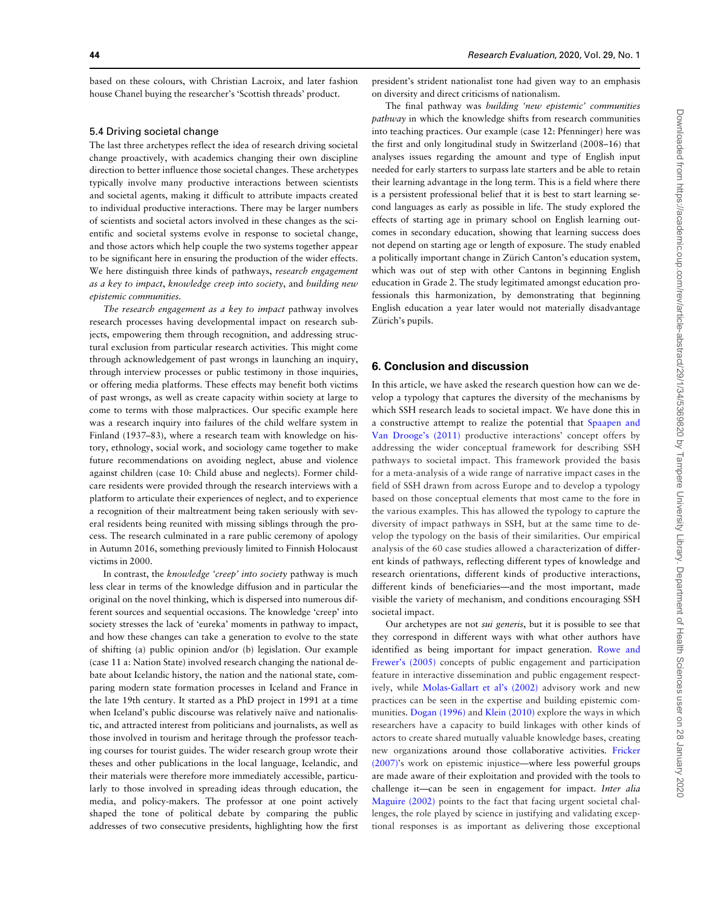based on these colours, with Christian Lacroix, and later fashion house Chanel buying the researcher's 'Scottish threads' product.

### 5.4 Driving societal change

The last three archetypes reflect the idea of research driving societal change proactively, with academics changing their own discipline direction to better influence those societal changes. These archetypes typically involve many productive interactions between scientists and societal agents, making it difficult to attribute impacts created to individual productive interactions. There may be larger numbers of scientists and societal actors involved in these changes as the scientific and societal systems evolve in response to societal change, and those actors which help couple the two systems together appear to be significant here in ensuring the production of the wider effects. We here distinguish three kinds of pathways, *research engagement as a key to impact*, *knowledge creep into society*, and *building new epistemic communities*.

*The research engagement as a key to impact* pathway involves research processes having developmental impact on research subjects, empowering them through recognition, and addressing structural exclusion from particular research activities. This might come through acknowledgement of past wrongs in launching an inquiry, through interview processes or public testimony in those inquiries, or offering media platforms. These effects may benefit both victims of past wrongs, as well as create capacity within society at large to come to terms with those malpractices. Our specific example here was a research inquiry into failures of the child welfare system in Finland (1937–83), where a research team with knowledge on history, ethnology, social work, and sociology came together to make future recommendations on avoiding neglect, abuse and violence against children (case 10: Child abuse and neglects). Former child-care residents were provided through the research interviews with a platform to articulate their experiences of neglect, and to experience a recognition of their maltreatment being taken seriously with several residents being reunited with missing siblings through the process. The research culminated in a rare public ceremony of apology in Autumn 2016, something previously limited to Finnish Holocaust victims in 2000.

In contrast, the *knowledge 'creep' into society* pathway is much less clear in terms of the knowledge diffusion and in particular the original on the novel thinking, which is dispersed into numerous different sources and sequential occasions. The knowledge 'creep' into society stresses the lack of 'eureka' moments in pathway to impact, and how these changes can take a generation to evolve to the state of shifting (a) public opinion and/or (b) legislation. Our example (case 11 a: Nation State) involved research changing the national debate about Icelandic history, the nation and the national state, comparing modern state formation processes in Iceland and France in the late 19th century. It started as a PhD project in 1991 at a time when Iceland's public discourse was relatively naïve and nationalistic, and attracted interest from politicians and journalists, as well as those involved in tourism and heritage through the professor teaching courses for tourist guides. The wider research group wrote their theses and other publications in the local language, Icelandic, and their materials were therefore more immediately accessible, particularly to those involved in spreading ideas through education, the media, and policy-makers. The professor at one point actively shaped the tone of political debate by comparing the public addresses of two consecutive presidents, highlighting how the first president's strident nationalist tone had given way to an emphasis on diversity and direct criticisms of nationalism.

The final pathway was *building 'new epistemic' communities pathway* in which the knowledge shifts from research communities into teaching practices. Our example (case 12: Pfenninger) here was the first and only longitudinal study in Switzerland (2008–16) that analyses issues regarding the amount and type of English input needed for early starters to surpass late starters and be able to retain their learning advantage in the long term. This is a field where there is a persistent professional belief that it is best to start learning second languages as early as possible in life. The study explored the effects of starting age in primary school on English learning outcomes in secondary education, showing that learning success does not depend on starting age or length of exposure. The study enabled a politically important change in Zürich Canton's education system, which was out of step with other Cantons in beginning English education in Grade 2. The study legitimated amongst education professionals this harmonization, by demonstrating that beginning English education a year later would not materially disadvantage Zürich's pupils.

## 6. Conclusion and discussion

In this article, we have asked the research question how can we develop a typology that captures the diversity of the mechanisms by which SSH research leads to societal impact. We have done this in a constructive attempt to realize the potential that Spaapen and Van Drooge's (2011) productive interactions' concept offers by addressing the wider conceptual framework for describing SSH pathways to societal impact. This framework provided the basis for a meta-analysis of a wide range of narrative impact cases in the field of SSH drawn from across Europe and to develop a typology based on those conceptual elements that most came to the fore in the various examples. This has allowed the typology to capture the diversity of impact pathways in SSH, but at the same time to develop the typology on the basis of their similarities. Our empirical analysis of the 60 case studies allowed a characterization of different kinds of pathways, reflecting different types of knowledge and research orientations, different kinds of productive interactions, different kinds of beneficiaries—and the most important, made visible the variety of mechanism, and conditions encouraging SSH societal impact.

Our archetypes are not *sui generis*, but it is possible to see that they correspond in different ways with what other authors have identified as being important for impact generation. Rowe and Frewer's (2005) concepts of public engagement and participation feature in interactive dissemination and public engagement respectively, while Molas-Gallart et al's (2002) advisory work and new practices can be seen in the expertise and building epistemic communities. Dogan (1996) and Klein (2010) explore the ways in which researchers have a capacity to build linkages with other kinds of actors to create shared mutually valuable knowledge bases, creating new organizations around those collaborative activities. Fricker (2007)'s work on epistemic injustice—where less powerful groups are made aware of their exploitation and provided with the tools to challenge it—can be seen in engagement for impact. *Inter alia* Maguire (2002) points to the fact that facing urgent societal challenges, the role played by science in justifying and validating exceptional responses is as important as delivering those exceptional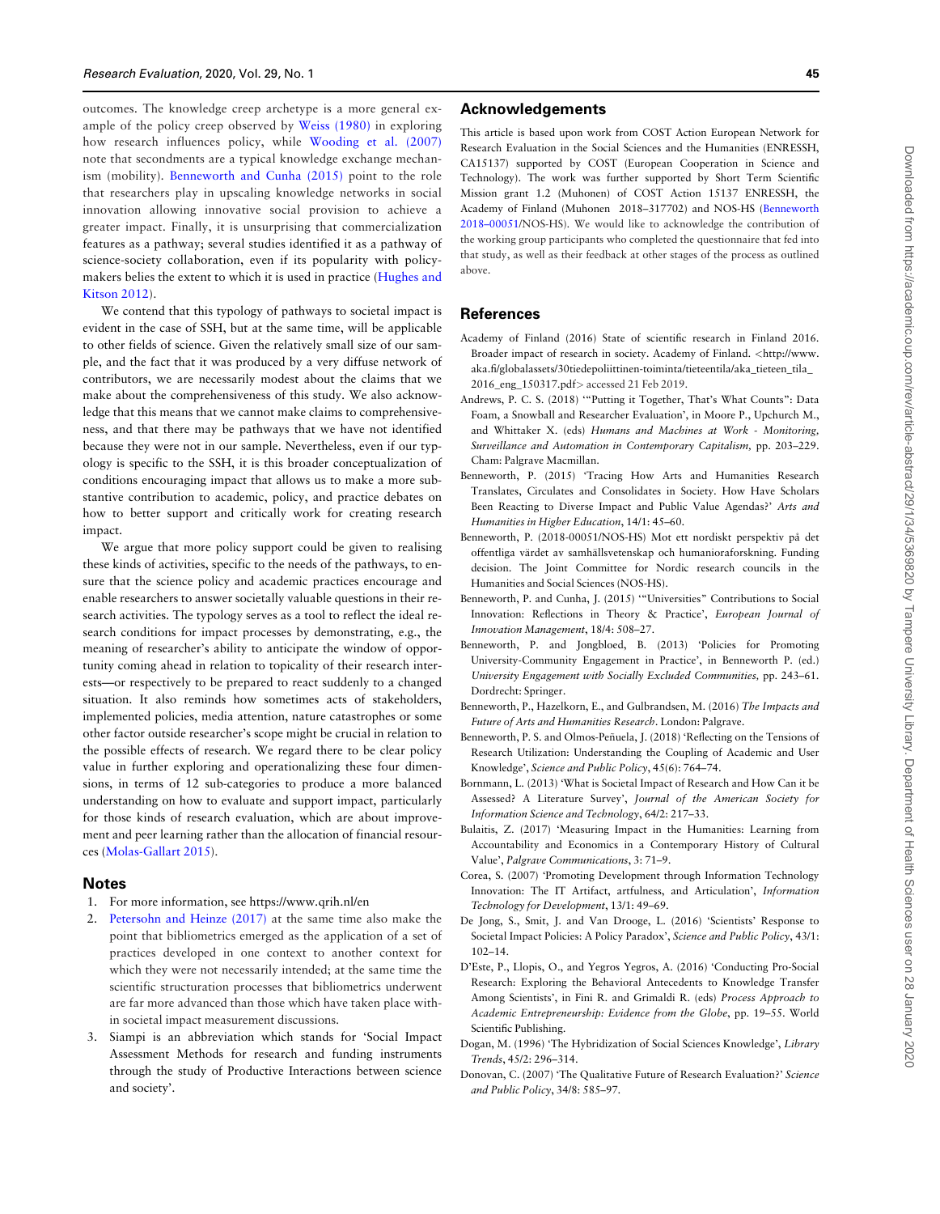outcomes. The knowledge creep archetype is a more general example of the policy creep observed by Weiss (1980) in exploring how research influences policy, while Wooding et al. (2007) note that secondments are a typical knowledge exchange mechanism (mobility). Benneworth and Cunha (2015) point to the role that researchers play in upscaling knowledge networks in social innovation allowing innovative social provision to achieve a greater impact. Finally, it is unsurprising that commercialization features as a pathway; several studies identified it as a pathway of science-society collaboration, even if its popularity with policymakers belies the extent to which it is used in practice (Hughes and Kitson 2012).

We contend that this typology of pathways to societal impact is evident in the case of SSH, but at the same time, will be applicable to other fields of science. Given the relatively small size of our sample, and the fact that it was produced by a very diffuse network of contributors, we are necessarily modest about the claims that we make about the comprehensiveness of this study. We also acknowledge that this means that we cannot make claims to comprehensiveness, and that there may be pathways that we have not identified because they were not in our sample. Nevertheless, even if our typology is specific to the SSH, it is this broader conceptualization of conditions encouraging impact that allows us to make a more substantive contribution to academic, policy, and practice debates on how to better support and critically work for creating research impact.

We argue that more policy support could be given to realising these kinds of activities, specific to the needs of the pathways, to ensure that the science policy and academic practices encourage and enable researchers to answer societally valuable questions in their research activities. The typology serves as a tool to reflect the ideal research conditions for impact processes by demonstrating, e.g., the meaning of researcher's ability to anticipate the window of opportunity coming ahead in relation to topicality of their research interests—or respectively to be prepared to react suddenly to a changed situation. It also reminds how sometimes acts of stakeholders, implemented policies, media attention, nature catastrophes or some other factor outside researcher's scope might be crucial in relation to the possible effects of research. We regard there to be clear policy value in further exploring and operationalizing these four dimensions, in terms of 12 sub-categories to produce a more balanced understanding on how to evaluate and support impact, particularly for those kinds of research evaluation, which are about improvement and peer learning rather than the allocation of financial resources (Molas-Gallart 2015).

## Notes

1. For more information, see https://www.qrih.nl/en
2. Petersohn and Heinze (2017) at the same time also make the point that bibliometrics emerged as the application of a set of practices developed in one context to another context for which they were not necessarily intended; at the same time the scientific structuration processes that bibliometrics underwent are far more advanced than those which have taken place within societal impact measurement discussions.
3. Siampi is an abbreviation which stands for 'Social Impact Assessment Methods for research and funding instruments through the study of Productive Interactions between science and society'.

## Acknowledgements

This article is based upon work from COST Action European Network for Research Evaluation in the Social Sciences and the Humanities (ENRESSH, CA15137) supported by COST (European Cooperation in Science and Technology). The work was further supported by Short Term Scientific Mission grant 1.2 (Muhonen) of COST Action 15137 ENRESSH, the Academy of Finland (Muhonen 2018–317702) and NOS-HS (Benneworth 2018–00051/NOS-HS). We would like to acknowledge the contribution of the working group participants who completed the questionnaire that fed into that study, as well as their feedback at other stages of the process as outlined above.

## References

Academy of Finland (2016) State of scientific research in Finland 2016. Broader impact of research in society. Academy of Finland. <http://www.aka.fi/globalassets/30tiedepoliittinen-toiminta/tieteentila/aka_tieteen_tila_2016_eng_150317.pdf> accessed 21 Feb 2019.

Andrews, P. C. S. (2018) '"Putting it Together, That's What Counts": Data Foam, a Snowball and Researcher Evaluation', in Moore P., Upchurch M., and Whittaker X. (eds) *Humans and Machines at Work - Monitoring, Surveillance and Automation in Contemporary Capitalism,* pp. 203–229. Cham: Palgrave Macmillan.

Benneworth, P. (2015) 'Tracing How Arts and Humanities Research Translates, Circulates and Consolidates in Society. How Have Scholars Been Reacting to Diverse Impact and Public Value Agendas?' *Arts and Humanities in Higher Education*, 14/1: 45–60.

Benneworth, P. (2018-00051/NOS-HS) Mot ett nordiskt perspektiv på det offentliga värdet av samhällsvetenskap och humanioraforskning. Funding decision. The Joint Committee for Nordic research councils in the Humanities and Social Sciences (NOS-HS).

Benneworth, P. and Cunha, J. (2015) '"Universities" Contributions to Social Innovation: Reflections in Theory & Practice', *European Journal of Innovation Management*, 18/4: 508–27.

Benneworth, P. and Jongbloed, B. (2013) 'Policies for Promoting University-Community Engagement in Practice', in Benneworth P. (ed.) *University Engagement with Socially Excluded Communities,* pp. 243–61. Dordrecht: Springer.

Benneworth, P., Hazelkorn, E., and Gulbrandsen, M. (2016) *The Impacts and Future of Arts and Humanities Research*. London: Palgrave.

Benneworth, P. S. and Olmos-Peñuela, J. (2018) 'Reflecting on the Tensions of Research Utilization: Understanding the Coupling of Academic and User Knowledge', *Science and Public Policy*, 45(6): 764–74.

Bornmann, L. (2013) 'What is Societal Impact of Research and How Can it be Assessed? A Literature Survey', *Journal of the American Society for Information Science and Technology*, 64/2: 217–33.

Bulaitis, Z. (2017) 'Measuring Impact in the Humanities: Learning from Accountability and Economics in a Contemporary History of Cultural Value', *Palgrave Communications*, 3: 71–9.

Corea, S. (2007) 'Promoting Development through Information Technology Innovation: The IT Artifact, artfulness, and Articulation', *Information Technology for Development*, 13/1: 49–69.

De Jong, S., Smit, J. and Van Drooge, L. (2016) 'Scientists' Response to Societal Impact Policies: A Policy Paradox', *Science and Public Policy*, 43/1: 102–14.

D'Este, P., Llopis, O., and Yegros Yegros, A. (2016) 'Conducting Pro-Social Research: Exploring the Behavioral Antecedents to Knowledge Transfer Among Scientists', in Fini R. and Grimaldi R. (eds) *Process Approach to Academic Entrepreneurship: Evidence from the Globe*, pp. 19–55. World Scientific Publishing.

Dogan, M. (1996) 'The Hybridization of Social Sciences Knowledge', *Library Trends*, 45/2: 296–314.

Donovan, C. (2007) 'The Qualitative Future of Research Evaluation?' *Science and Public Policy*, 34/8: 585–97.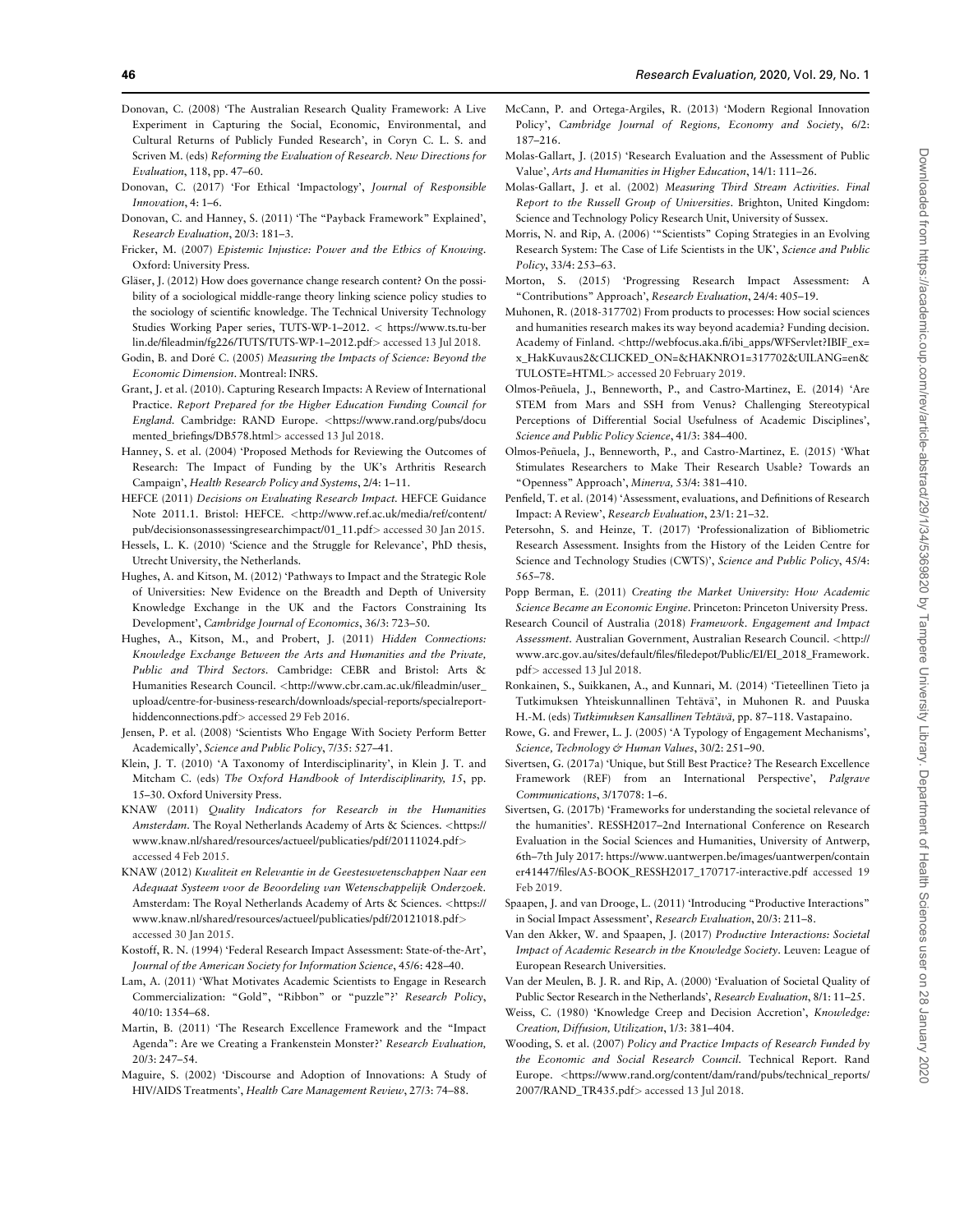Donovan, C. (2008) 'The Australian Research Quality Framework: A Live Experiment in Capturing the Social, Economic, Environmental, and Cultural Returns of Publicly Funded Research', in Coryn C. L. S. and Scriven M. (eds) *Reforming the Evaluation of Research. New Directions for Evaluation*, 118, pp. 47–60.

Donovan, C. (2017) 'For Ethical 'Impactology', *Journal of Responsible Innovation*, 4: 1–6.

Donovan, C. and Hanney, S. (2011) 'The "Payback Framework" Explained', *Research Evaluation*, 20/3: 181–3.

Fricker, M. (2007) *Epistemic Injustice: Power and the Ethics of Knowing*. Oxford: University Press.

Gläser, J. (2012) How does governance change research content? On the possibility of a sociological middle-range theory linking science policy studies to the sociology of scientific knowledge. The Technical University Technology Studies Working Paper series, TUTS-WP-1–2012. < https://www.ts.tu-berlin.de/fileadmin/fg226/TUTS/TUTS-WP-1–2012.pdf> accessed 13 Jul 2018.

Godin, B. and Doré C. (2005) *Measuring the Impacts of Science: Beyond the Economic Dimension*. Montreal: INRS.

Grant, J. et al. (2010). Capturing Research Impacts: A Review of International Practice. *Report Prepared for the Higher Education Funding Council for England*. Cambridge: RAND Europe. <https://www.rand.org/pubs/documented_briefings/DB578.html> accessed 13 Jul 2018.

Hanney, S. et al. (2004) 'Proposed Methods for Reviewing the Outcomes of Research: The Impact of Funding by the UK's Arthritis Research Campaign', *Health Research Policy and Systems*, 2/4: 1–11.

HEFCE (2011) *Decisions on Evaluating Research Impact*. HEFCE Guidance Note 2011.1. Bristol: HEFCE. <http://www.ref.ac.uk/media/ref/content/pub/decisionsonassessingresearchimpact/01_11.pdf> accessed 30 Jan 2015.

Hessels, L. K. (2010) 'Science and the Struggle for Relevance', PhD thesis, Utrecht University, the Netherlands.

Hughes, A. and Kitson, M. (2012) 'Pathways to Impact and the Strategic Role of Universities: New Evidence on the Breadth and Depth of University Knowledge Exchange in the UK and the Factors Constraining Its Development', *Cambridge Journal of Economics*, 36/3: 723–50.

Hughes, A., Kitson, M., and Probert, J. (2011) *Hidden Connections: Knowledge Exchange Between the Arts and Humanities and the Private, Public and Third Sectors*. Cambridge: CEBR and Bristol: Arts & Humanities Research Council. <http://www.cbr.cam.ac.uk/fileadmin/user_upload/centre-for-business-research/downloads/special-reports/specialreport-hiddenconnections.pdf> accessed 29 Feb 2016.

Jensen, P. et al. (2008) 'Scientists Who Engage With Society Perform Better Academically', *Science and Public Policy*, 7/35: 527–41.

Klein, J. T. (2010) 'A Taxonomy of Interdisciplinarity', in Klein J. T. and Mitcham C. (eds) *The Oxford Handbook of Interdisciplinarity, 15*, pp. 15–30. Oxford University Press.

KNAW (2011) *Quality Indicators for Research in the Humanities Amsterdam*. The Royal Netherlands Academy of Arts & Sciences. <https://www.knaw.nl/shared/resources/actueel/publicaties/pdf/20111024.pdf> accessed 4 Feb 2015.

KNAW (2012) *Kwaliteit en Relevantie in de Geesteswetenschappen Naar een Adequaat Systeem voor de Beoordeling van Wetenschappelijk Onderzoek*. Amsterdam: The Royal Netherlands Academy of Arts & Sciences. <https://www.knaw.nl/shared/resources/actueel/publicaties/pdf/20121018.pdf> accessed 30 Jan 2015.

Kostoff, R. N. (1994) 'Federal Research Impact Assessment: State-of-the-Art', *Journal of the American Society for Information Science*, 45/6: 428–40.

Lam, A. (2011) 'What Motivates Academic Scientists to Engage in Research Commercialization: "Gold", "Ribbon" or "puzzle"?' *Research Policy*, 40/10: 1354–68.

Martin, B. (2011) 'The Research Excellence Framework and the "Impact Agenda": Are we Creating a Frankenstein Monster?' *Research Evaluation*, 20/3: 247–54.

Maguire, S. (2002) 'Discourse and Adoption of Innovations: A Study of HIV/AIDS Treatments', *Health Care Management Review*, 27/3: 74–88.

McCann, P. and Ortega-Argiles, R. (2013) 'Modern Regional Innovation Policy', *Cambridge Journal of Regions, Economy and Society*, 6/2: 187–216.

Molas-Gallart, J. (2015) 'Research Evaluation and the Assessment of Public Value', *Arts and Humanities in Higher Education*, 14/1: 111–26.

Molas-Gallart, J. et al. (2002) *Measuring Third Stream Activities. Final Report to the Russell Group of Universities*. Brighton, United Kingdom: Science and Technology Policy Research Unit, University of Sussex.

Morris, N. and Rip, A. (2006) '"Scientists" Coping Strategies in an Evolving Research System: The Case of Life Scientists in the UK', *Science and Public Policy*, 33/4: 253–63.

Morton, S. (2015) 'Progressing Research Impact Assessment: A "Contributions" Approach', *Research Evaluation*, 24/4: 405–19.

Muhonen, R. (2018-317702) From products to processes: How social sciences and humanities research makes its way beyond academia? Funding decision. Academy of Finland. <http://webfocus.aka.fi/ibi_apps/WFServlet?IBIF_ex=x_HakKuvaus2&CLICKED_ON=&HAKNRO1=317702&UILANG=en&TULOSTE=HTML> accessed 20 February 2019.

Olmos-Peñuela, J., Benneworth, P., and Castro-Martinez, E. (2014) 'Are STEM from Mars and SSH from Venus? Challenging Stereotypical Perceptions of Differential Social Usefulness of Academic Disciplines', *Science and Public Policy Science*, 41/3: 384–400.

Olmos-Peñuela, J., Benneworth, P., and Castro-Martinez, E. (2015) 'What Stimulates Researchers to Make Their Research Usable? Towards an "Openness" Approach', *Minerva*, 53/4: 381–410.

Penfield, T. et al. (2014) 'Assessment, evaluations, and Definitions of Research Impact: A Review', *Research Evaluation*, 23/1: 21–32.

Petersohn, S. and Heinze, T. (2017) 'Professionalization of Bibliometric Research Assessment. Insights from the History of the Leiden Centre for Science and Technology Studies (CWTS)', *Science and Public Policy*, 45/4: 565–78.

Popp Berman, E. (2011) *Creating the Market University: How Academic Science Became an Economic Engine*. Princeton: Princeton University Press.

Research Council of Australia (2018) *Framework. Engagement and Impact Assessment*. Australian Government, Australian Research Council. <http://www.arc.gov.au/sites/default/files/filedepot/Public/EI/EI_2018_Framework.pdf> accessed 13 Jul 2018.

Ronkainen, S., Suikkanen, A., and Kunnari, M. (2014) 'Tieteellinen Tieto ja Tutkimuksen Yhteiskunnallinen Tehtävä', in Muhonen R. and Puuska H.-M. (eds) *Tutkimuksen Kansallinen Tehtävä*, pp. 87–118. Vastapaino.

Rowe, G. and Frewer, L. J. (2005) 'A Typology of Engagement Mechanisms', *Science, Technology & Human Values*, 30/2: 251–90.

Sivertsen, G. (2017a) 'Unique, but Still Best Practice? The Research Excellence Framework (REF) from an International Perspective', *Palgrave Communications*, 3/17078: 1–6.

Sivertsen, G. (2017b) 'Frameworks for understanding the societal relevance of the humanities'. RESSH2017–2nd International Conference on Research Evaluation in the Social Sciences and Humanities, University of Antwerp, 6th–7th July 2017: https://www.uantwerpen.be/images/uantwerpen/container41447/files/A5-BOOK_RESSH2017_170717-interactive.pdf accessed 19 Feb 2019.

Spaapen, J. and van Drooge, L. (2011) 'Introducing "Productive Interactions" in Social Impact Assessment', *Research Evaluation*, 20/3: 211–8.

Van den Akker, W. and Spaapen, J. (2017) *Productive Interactions: Societal Impact of Academic Research in the Knowledge Society*. Leuven: League of European Research Universities.

Van der Meulen, B. J. R. and Rip, A. (2000) 'Evaluation of Societal Quality of Public Sector Research in the Netherlands', *Research Evaluation*, 8/1: 11–25.

Weiss, C. (1980) 'Knowledge Creep and Decision Accretion', *Knowledge: Creation, Diffusion, Utilization*, 1/3: 381–404.

Wooding, S. et al. (2007) *Policy and Practice Impacts of Research Funded by the Economic and Social Research Council*. Technical Report. Rand Europe. <https://www.rand.org/content/dam/rand/pubs/technical_reports/2007/RAND_TR435.pdf> accessed 13 Jul 2018.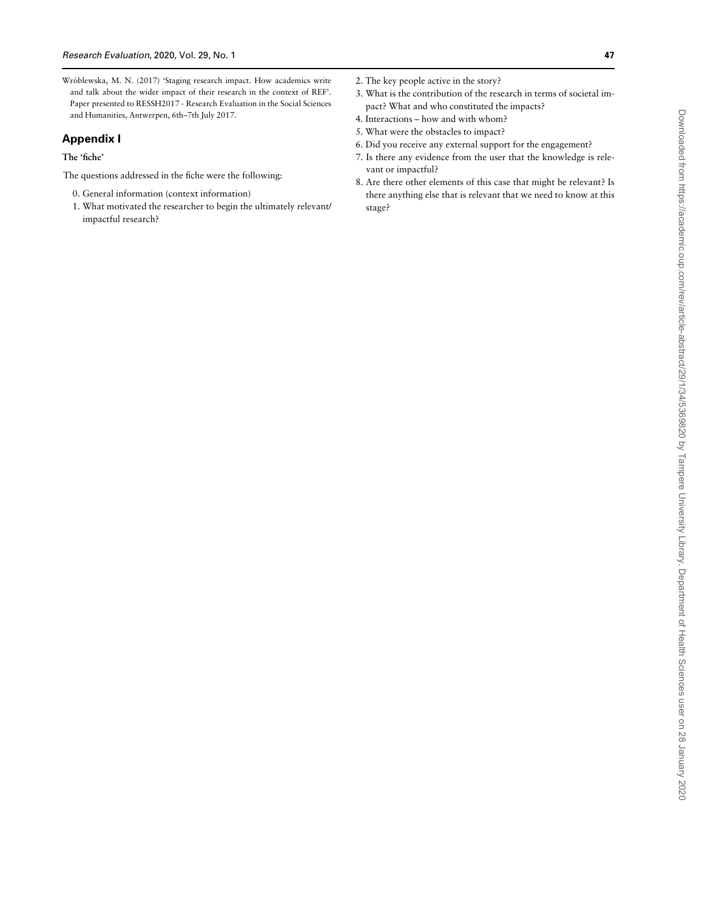Wróblewska, M. N. (2017) 'Staging research impact. How academics write and talk about the wider impact of their research in the context of REF'. Paper presented to RESSH2017 - Research Evaluation in the Social Sciences and Humanities, Antwerpen, 6th–7th July 2017.

## Appendix I

**The 'fiche'**

The questions addressed in the fiche were the following:

0. General information (context information)
1. What motivated the researcher to begin the ultimately relevant/impactful research?
2. The key people active in the story?
3. What is the contribution of the research in terms of societal impact? What and who constituted the impacts?
4. Interactions – how and with whom?
5. What were the obstacles to impact?
6. Did you receive any external support for the engagement?
7. Is there any evidence from the user that the knowledge is relevant or impactful?
8. Are there other elements of this case that might be relevant? Is there anything else that is relevant that we need to know at this stage?